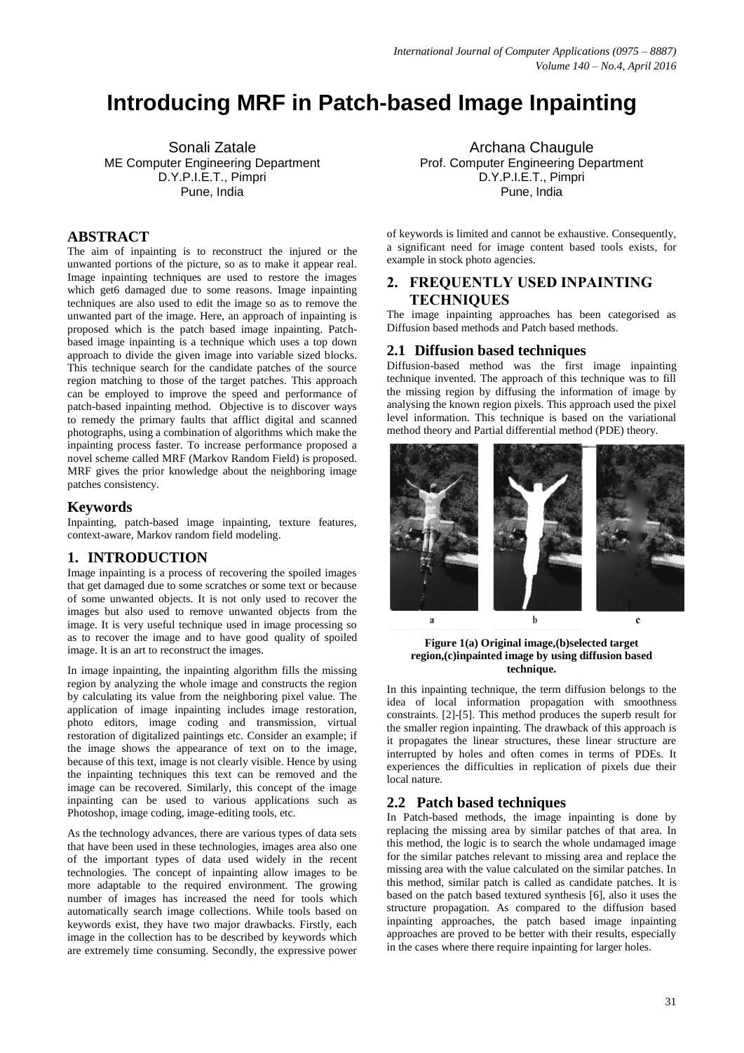# Introducing MRF in Patch-based Image Inpainting

Sonali Zatale
ME Computer Engineering Department
D.Y.P.I.E.T., Pimpri
Pune, India

Archana Chaugule
Prof. Computer Engineering Department
D.Y.P.I.E.T., Pimpri
Pune, India

## ABSTRACT

The aim of inpainting is to reconstruct the injured or the unwanted portions of the picture, so as to make it appear real. Image inpainting techniques are used to restore the images which get6 damaged due to some reasons. Image inpainting techniques are also used to edit the image so as to remove the unwanted part of the image. Here, an approach of inpainting is proposed which is the patch based image inpainting. Patch-based image inpainting is a technique which uses a top down approach to divide the given image into variable sized blocks. This technique search for the candidate patches of the source region matching to those of the target patches. This approach can be employed to improve the speed and performance of patch-based inpainting method. Objective is to discover ways to remedy the primary faults that afflict digital and scanned photographs, using a combination of algorithms which make the inpainting process faster. To increase performance proposed a novel scheme called MRF (Markov Random Field) is proposed. MRF gives the prior knowledge about the neighboring image patches consistency.

## Keywords

Inpainting, patch-based image inpainting, texture features, context-aware, Markov random field modeling.

## 1. INTRODUCTION

Image inpainting is a process of recovering the spoiled images that get damaged due to some scratches or some text or because of some unwanted objects. It is not only used to recover the images but also used to remove unwanted objects from the image. It is very useful technique used in image processing so as to recover the image and to have good quality of spoiled image. It is an art to reconstruct the images.

In image inpainting, the inpainting algorithm fills the missing region by analyzing the whole image and constructs the region by calculating its value from the neighboring pixel value. The application of image inpainting includes image restoration, photo editors, image coding and transmission, virtual restoration of digitalized paintings etc. Consider an example; if the image shows the appearance of text on to the image, because of this text, image is not clearly visible. Hence by using the inpainting techniques this text can be removed and the image can be recovered. Similarly, this concept of the image inpainting can be used to various applications such as Photoshop, image coding, image-editing tools, etc.

As the technology advances, there are various types of data sets that have been used in these technologies, images area also one of the important types of data used widely in the recent technologies. The concept of inpainting allow images to be more adaptable to the required environment. The growing number of images has increased the need for tools which automatically search image collections. While tools based on keywords exist, they have two major drawbacks. Firstly, each image in the collection has to be described by keywords which are extremely time consuming. Secondly, the expressive power of keywords is limited and cannot be exhaustive. Consequently, a significant need for image content based tools exists, for example in stock photo agencies.

## 2. FREQUENTLY USED INPAINTING TECHNIQUES

The image inpainting approaches has been categorised as Diffusion based methods and Patch based methods.

### 2.1 Diffusion based techniques

Diffusion-based method was the first image inpainting technique invented. The approach of this technique was to fill the missing region by diffusing the information of image by analysing the known region pixels. This approach used the pixel level information. This technique is based on the variational method theory and Partial differential method (PDE) theory.

**Figure 1(a) Original image,(b)selected target region,(c)inpainted image by using diffusion based technique.**

In this inpainting technique, the term diffusion belongs to the idea of local information propagation with smoothness constraints. [2]-[5]. This method produces the superb result for the smaller region inpainting. The drawback of this approach is it propagates the linear structures, these linear structure are interrupted by holes and often comes in terms of PDEs. It experiences the difficulties in replication of pixels due their local nature.

### 2.2 Patch based techniques

In Patch-based methods, the image inpainting is done by replacing the missing area by similar patches of that area. In this method, the logic is to search the whole undamaged image for the similar patches relevant to missing area and replace the missing area with the value calculated on the similar patches. In this method, similar patch is called as candidate patches. It is based on the patch based textured synthesis [6], also it uses the structure propagation. As compared to the diffusion based inpainting approaches, the patch based image inpainting approaches are proved to be better with their results, especially in the cases where there require inpainting for larger holes.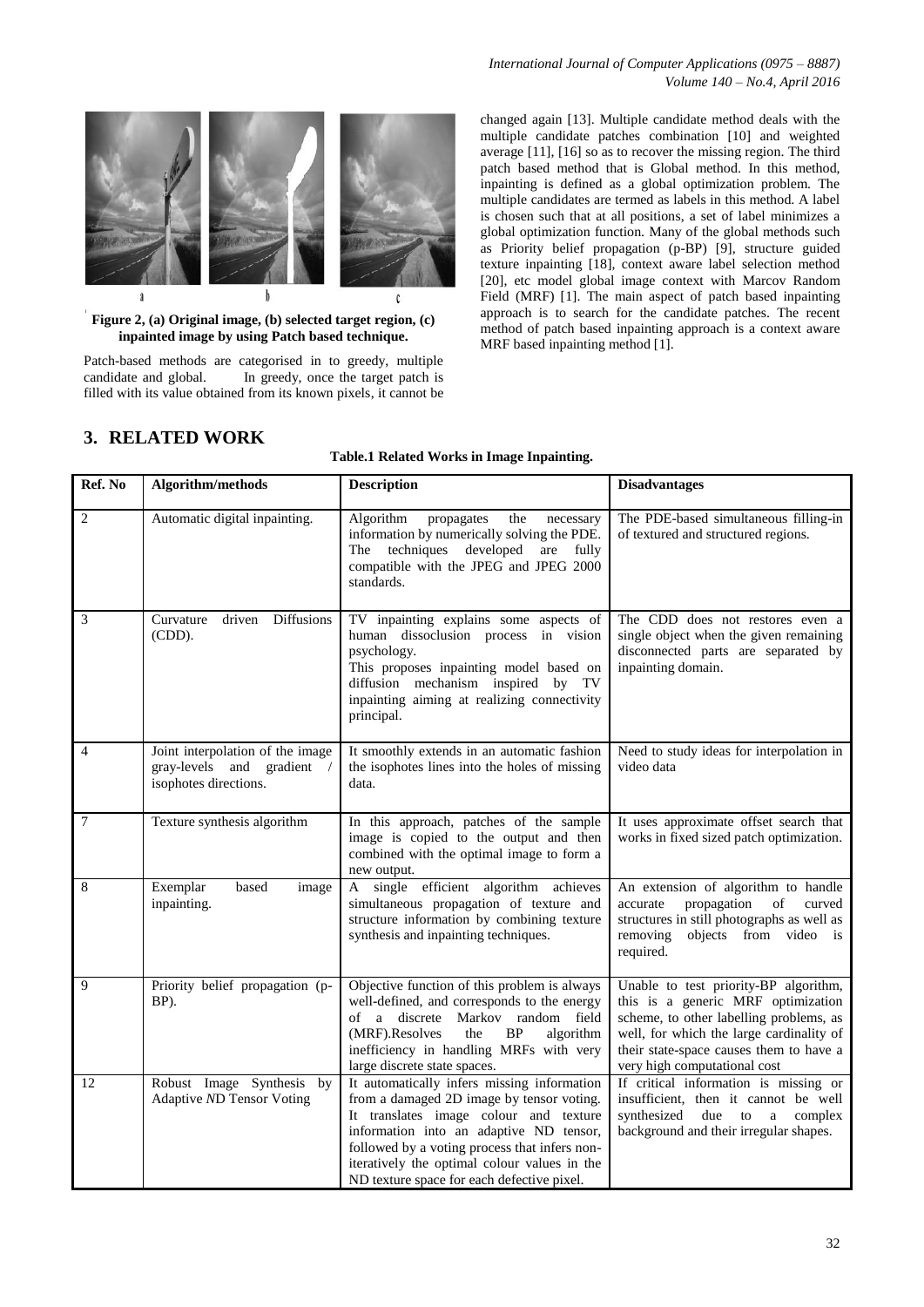Figure 2, (a) Original image, (b) selected target region, (c) inpainted image by using Patch based technique.

Patch-based methods are categorised in to greedy, multiple candidate and global. In greedy, once the target patch is filled with its value obtained from its known pixels, it cannot be changed again [13]. Multiple candidate method deals with the multiple candidate patches combination [10] and weighted average [11], [16] so as to recover the missing region. The third patch based method that is Global method. In this method, inpainting is defined as a global optimization problem. The multiple candidates are termed as labels in this method. A label is chosen such that at all positions, a set of label minimizes a global optimization function. Many of the global methods such as Priority belief propagation (p-BP) [9], structure guided texture inpainting [18], context aware label selection method [20], etc model global image context with Marcov Random Field (MRF) [1]. The main aspect of patch based inpainting approach is to search for the candidate patches. The recent method of patch based inpainting approach is a context aware MRF based inpainting method [1].

## 3. RELATED WORK

**Table.1 Related Works in Image Inpainting.**

| Ref. No | Algorithm/methods | Description | Disadvantages |
|---|---|---|---|
| 2 | Automatic digital inpainting. | Algorithm propagates the necessary information by numerically solving the PDE. The techniques developed are fully compatible with the JPEG and JPEG 2000 standards. | The PDE-based simultaneous filling-in of textured and structured regions. |
| 3 | Curvature driven Diffusions (CDD). | TV inpainting explains some aspects of human dissoclusion process in vision psychology. This proposes inpainting model based on diffusion mechanism inspired by TV inpainting aiming at realizing connectivity principal. | The CDD does not restores even a single object when the given remaining disconnected parts are separated by inpainting domain. |
| 4 | Joint interpolation of the image gray-levels and gradient / isophotes directions. | It smoothly extends in an automatic fashion the isophotes lines into the holes of missing data. | Need to study ideas for interpolation in video data |
| 7 | Texture synthesis algorithm | In this approach, patches of the sample image is copied to the output and then combined with the optimal image to form a new output. | It uses approximate offset search that works in fixed sized patch optimization. |
| 8 | Exemplar based image inpainting. | A single efficient algorithm achieves simultaneous propagation of texture and structure information by combining texture synthesis and inpainting techniques. | An extension of algorithm to handle accurate propagation of curved structures in still photographs as well as removing objects from video is required. |
| 9 | Priority belief propagation (p-BP). | Objective function of this problem is always well-defined, and corresponds to the energy of a discrete Markov random field (MRF).Resolves the BP algorithm inefficiency in handling MRFs with very large discrete state spaces. | Unable to test priority-BP algorithm, this is a generic MRF optimization scheme, to other labelling problems, as well, for which the large cardinality of their state-space causes them to have a very high computational cost |
| 12 | Robust Image Synthesis by Adaptive *N*D Tensor Voting | It automatically infers missing information from a damaged 2D image by tensor voting. It translates image colour and texture information into an adaptive ND tensor, followed by a voting process that infers non-iteratively the optimal colour values in the ND texture space for each defective pixel. | If critical information is missing or insufficient, then it cannot be well synthesized due to a complex background and their irregular shapes. |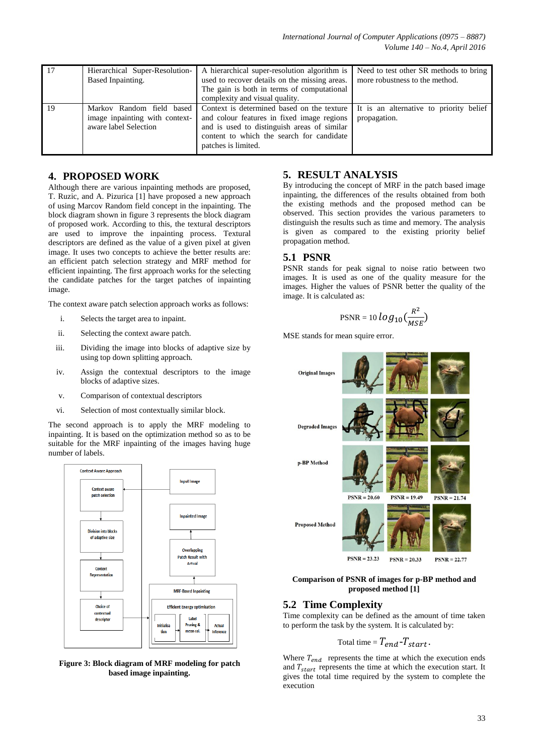| 17 | Hierarchical Super-Resolution-Based Inpainting. | A hierarchical super-resolution algorithm is used to recover details on the missing areas. The gain is both in terms of computational complexity and visual quality. | Need to test other SR methods to bring more robustness to the method. |
|---|---|---|---|
| 19 | Markov Random field based image inpainting with context-aware label Selection | Context is determined based on the texture and colour features in fixed image regions and is used to distinguish areas of similar content to which the search for candidate patches is limited. | It is an alternative to priority belief propagation. |

## 4. PROPOSED WORK

Although there are various inpainting methods are proposed, T. Ruzic, and A. Pizurica [1] have proposed a new approach of using Marcov Random field concept in the inpainting. The block diagram shown in figure 3 represents the block diagram of proposed work. According to this, the textural descriptors are used to improve the inpainting process. Textural descriptors are defined as the value of a given pixel at given image. It uses two concepts to achieve the better results are: an efficient patch selection strategy and MRF method for efficient inpainting. The first approach works for the selecting the candidate patches for the target patches of inpainting image.

The context aware patch selection approach works as follows:

i. Selects the target area to inpaint.

ii. Selecting the context aware patch.

iii. Dividing the image into blocks of adaptive size by using top down splitting approach.

iv. Assign the contextual descriptors to the image blocks of adaptive sizes.

v. Comparison of contextual descriptors

vi. Selection of most contextually similar block.

The second approach is to apply the MRF modeling to inpainting. It is based on the optimization method so as to be suitable for the MRF inpainting of the images having huge number of labels.

Context Aware Approach

Context aware patch selection

Division into blocks of adaptive size

Context Representation

Choice of contextual descriptor

Input Image

Inpainted Image

Overlapping Patch Result with Actual

MRF-Based Inpainting

Efficient Energy optimisation

Initialisation

Label Pruning & mean cal.

Actual Inference

**Figure 3: Block diagram of MRF modeling for patch based image inpainting.**

## 5. RESULT ANALYSIS

By introducing the concept of MRF in the patch based image inpainting, the differences of the results obtained from both the existing methods and the proposed method can be observed. This section provides the various parameters to distinguish the results such as time and memory. The analysis is given as compared to the existing priority belief propagation method.

### 5.1 PSNR

PSNR stands for peak signal to noise ratio between two images. It is used as one of the quality measure for the images. Higher the values of PSNR better the quality of the image. It is calculated as:

$$\text{PSNR} = 10\, log_{10}\left(\frac{R^2}{MSE}\right)$$

MSE stands for mean squire error.

Original Images

Degraded Images

p-BP Method

PSNR = 20.60 PSNR = 19.49 PSNR = 21.74

Proposed Method

PSNR = 23.23 PSNR = 20.33 PSNR = 22.77

**Comparison of PSNR of images for p-BP method and proposed method [1]**

### 5.2 Time Complexity

Time complexity can be defined as the amount of time taken to perform the task by the system. It is calculated by:

$$\text{Total time} = T_{end} - T_{start}.$$

Where $T_{end}$ represents the time at which the execution ends and $T_{start}$ represents the time at which the execution start. It gives the total time required by the system to complete the execution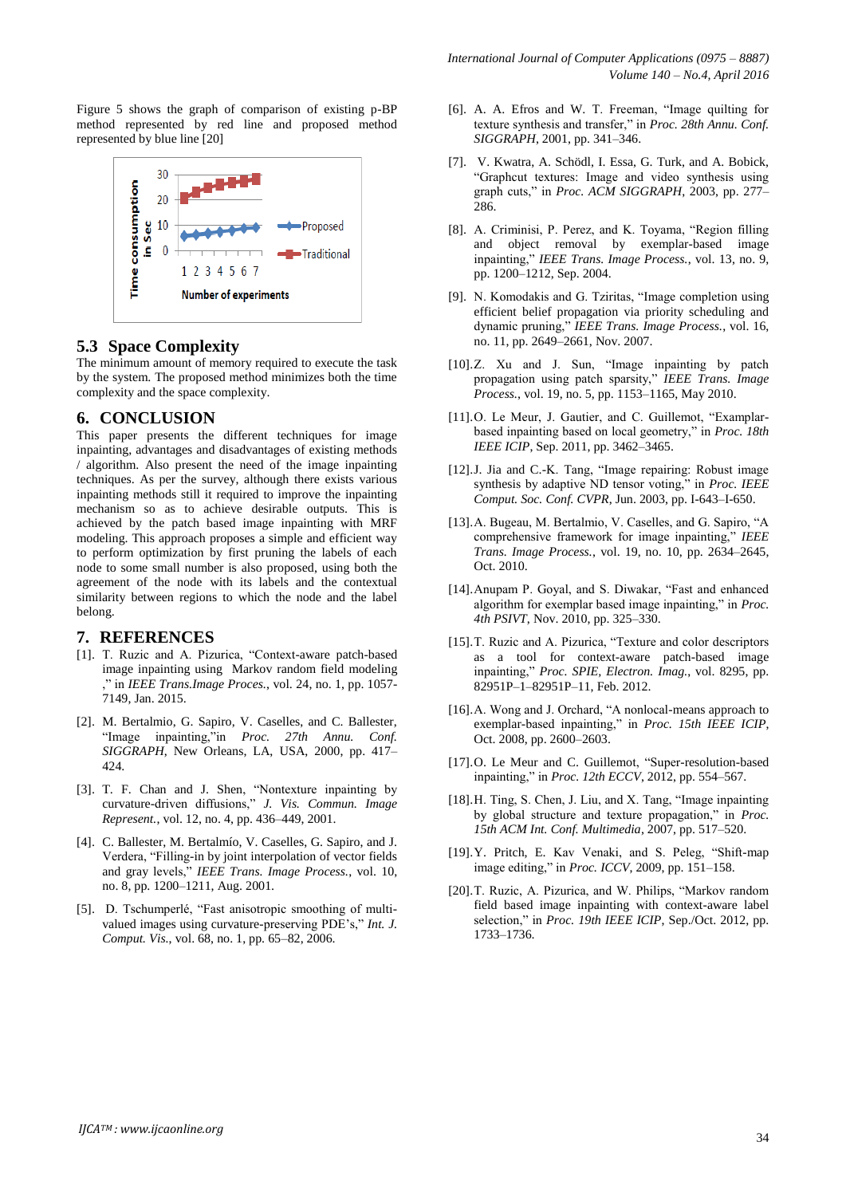Figure 5 shows the graph of comparison of existing p-BP method represented by red line and proposed method represented by blue line [20]

Time consumption in Sec

30
20
10
0

1 2 3 4 5 6 7

Number of experiments

Proposed
Traditional

## 5.3 Space Complexity

The minimum amount of memory required to execute the task by the system. The proposed method minimizes both the time complexity and the space complexity.

## 6. CONCLUSION

This paper presents the different techniques for image inpainting, advantages and disadvantages of existing methods / algorithm. Also present the need of the image inpainting techniques. As per the survey, although there exists various inpainting methods still it required to improve the inpainting mechanism so as to achieve desirable outputs. This is achieved by the patch based image inpainting with MRF modeling. This approach proposes a simple and efficient way to perform optimization by first pruning the labels of each node to some small number is also proposed, using both the agreement of the node with its labels and the contextual similarity between regions to which the node and the label belong.

## 7. REFERENCES

[1]. T. Ruzic and A. Pizurica, "Context-aware patch-based image inpainting using Markov random field modeling ," in *IEEE Trans.Image Proces.*, vol. 24, no. 1, pp. 1057-7149, Jan. 2015.

[2]. M. Bertalmio, G. Sapiro, V. Caselles, and C. Ballester, "Image inpainting,"in *Proc. 27th Annu. Conf. SIGGRAPH*, New Orleans, LA, USA, 2000, pp. 417–424.

[3]. T. F. Chan and J. Shen, "Nontexture inpainting by curvature-driven diffusions," *J. Vis. Commun. Image Represent.*, vol. 12, no. 4, pp. 436–449, 2001.

[4]. C. Ballester, M. Bertalmío, V. Caselles, G. Sapiro, and J. Verdera, "Filling-in by joint interpolation of vector fields and gray levels," *IEEE Trans. Image Process.*, vol. 10, no. 8, pp. 1200–1211, Aug. 2001.

[5]. D. Tschumperlé, "Fast anisotropic smoothing of multi-valued images using curvature-preserving PDE's," *Int. J. Comput. Vis.*, vol. 68, no. 1, pp. 65–82, 2006.

[6]. A. A. Efros and W. T. Freeman, "Image quilting for texture synthesis and transfer," in *Proc. 28th Annu. Conf. SIGGRAPH*, 2001, pp. 341–346.

[7]. V. Kwatra, A. Schödl, I. Essa, G. Turk, and A. Bobick, "Graphcut textures: Image and video synthesis using graph cuts," in *Proc. ACM SIGGRAPH*, 2003, pp. 277–286.

[8]. A. Criminisi, P. Perez, and K. Toyama, "Region filling and object removal by exemplar-based image inpainting," *IEEE Trans. Image Process.*, vol. 13, no. 9, pp. 1200–1212, Sep. 2004.

[9]. N. Komodakis and G. Tziritas, "Image completion using efficient belief propagation via priority scheduling and dynamic pruning," *IEEE Trans. Image Process.*, vol. 16, no. 11, pp. 2649–2661, Nov. 2007.

[10].Z. Xu and J. Sun, "Image inpainting by patch propagation using patch sparsity," *IEEE Trans. Image Process.*, vol. 19, no. 5, pp. 1153–1165, May 2010.

[11].O. Le Meur, J. Gautier, and C. Guillemot, "Examplar-based inpainting based on local geometry," in *Proc. 18th IEEE ICIP*, Sep. 2011, pp. 3462–3465.

[12].J. Jia and C.-K. Tang, "Image repairing: Robust image synthesis by adaptive ND tensor voting," in *Proc. IEEE Comput. Soc. Conf. CVPR*, Jun. 2003, pp. I-643–I-650.

[13].A. Bugeau, M. Bertalmio, V. Caselles, and G. Sapiro, "A comprehensive framework for image inpainting," *IEEE Trans. Image Process.*, vol. 19, no. 10, pp. 2634–2645, Oct. 2010.

[14].Anupam P. Goyal, and S. Diwakar, "Fast and enhanced algorithm for exemplar based image inpainting," in *Proc. 4th PSIVT*, Nov. 2010, pp. 325–330.

[15].T. Ruzic and A. Pizurica, "Texture and color descriptors as a tool for context-aware patch-based image inpainting," *Proc. SPIE, Electron. Imag.*, vol. 8295, pp. 82951P–1–82951P–11, Feb. 2012.

[16].A. Wong and J. Orchard, "A nonlocal-means approach to exemplar-based inpainting," in *Proc. 15th IEEE ICIP*, Oct. 2008, pp. 2600–2603.

[17].O. Le Meur and C. Guillemot, "Super-resolution-based inpainting," in *Proc. 12th ECCV*, 2012, pp. 554–567.

[18].H. Ting, S. Chen, J. Liu, and X. Tang, "Image inpainting by global structure and texture propagation," in *Proc. 15th ACM Int. Conf. Multimedia*, 2007, pp. 517–520.

[19].Y. Pritch, E. Kav Venaki, and S. Peleg, "Shift-map image editing," in *Proc. ICCV*, 2009, pp. 151–158.

[20].T. Ruzic, A. Pizurica, and W. Philips, "Markov random field based image inpainting with context-aware label selection," in *Proc. 19th IEEE ICIP*, Sep./Oct. 2012, pp. 1733–1736.